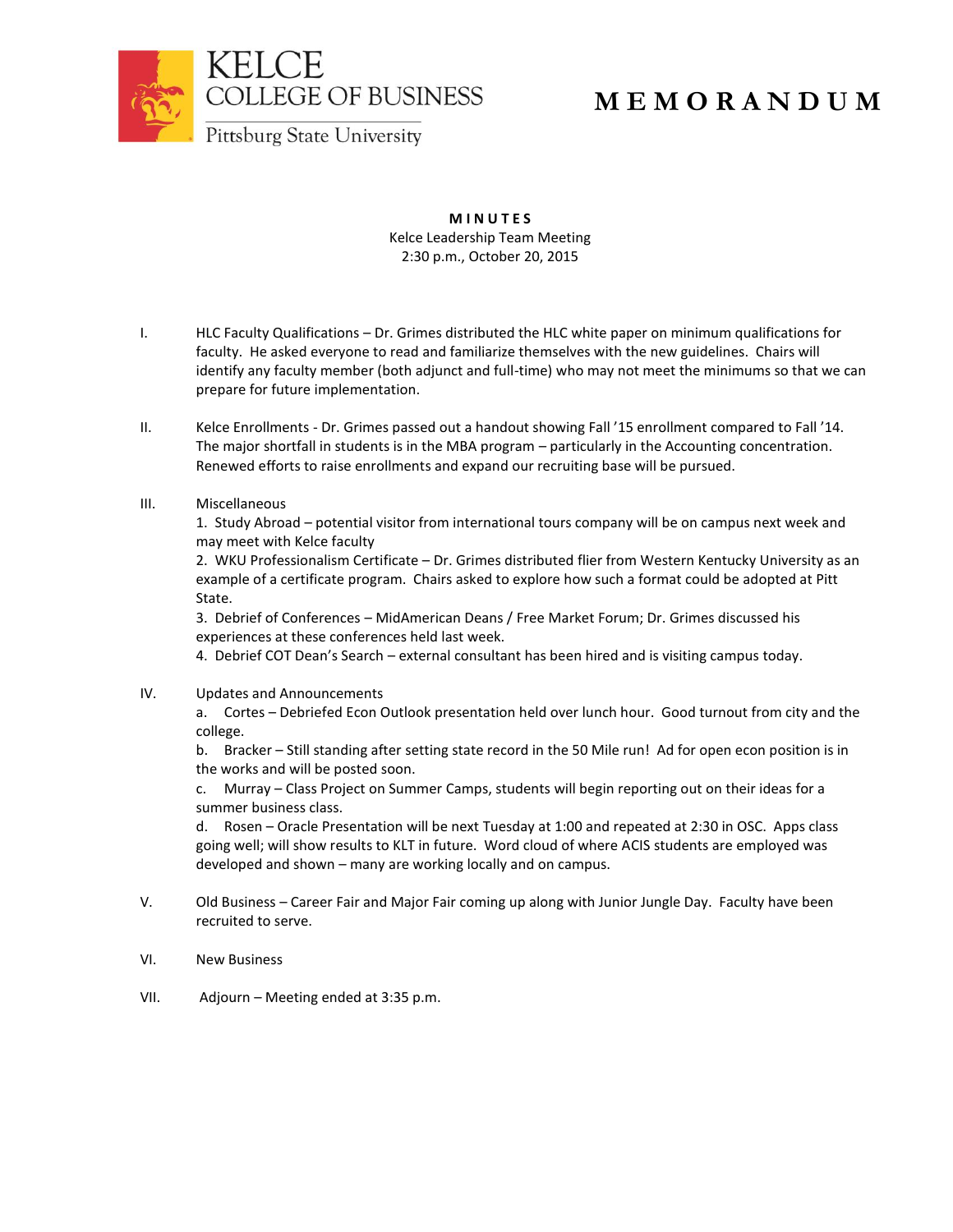KELCE COLLEGE OF BUSINESS

Pittsburg State University

# MEMORANDUM

**MINUTES**

Kelce Leadership Team Meeting

2:30 p.m., October 20, 2015

I. HLC Faculty Qualifications – Dr. Grimes distributed the HLC white paper on minimum qualifications for faculty. He asked everyone to read and familiarize themselves with the new guidelines. Chairs will identify any faculty member (both adjunct and full-time) who may not meet the minimums so that we can prepare for future implementation.

II. Kelce Enrollments - Dr. Grimes passed out a handout showing Fall '15 enrollment compared to Fall '14. The major shortfall in students is in the MBA program – particularly in the Accounting concentration. Renewed efforts to raise enrollments and expand our recruiting base will be pursued.

III. Miscellaneous

1. Study Abroad – potential visitor from international tours company will be on campus next week and may meet with Kelce faculty
2. WKU Professionalism Certificate – Dr. Grimes distributed flier from Western Kentucky University as an example of a certificate program. Chairs asked to explore how such a format could be adopted at Pitt State.
3. Debrief of Conferences – MidAmerican Deans / Free Market Forum; Dr. Grimes discussed his experiences at these conferences held last week.
4. Debrief COT Dean's Search – external consultant has been hired and is visiting campus today.

IV. Updates and Announcements

a. Cortes – Debriefed Econ Outlook presentation held over lunch hour. Good turnout from city and the college.

b. Bracker – Still standing after setting state record in the 50 Mile run! Ad for open econ position is in the works and will be posted soon.

c. Murray – Class Project on Summer Camps, students will begin reporting out on their ideas for a summer business class.

d. Rosen – Oracle Presentation will be next Tuesday at 1:00 and repeated at 2:30 in OSC. Apps class going well; will show results to KLT in future. Word cloud of where ACIS students are employed was developed and shown – many are working locally and on campus.

V. Old Business – Career Fair and Major Fair coming up along with Junior Jungle Day. Faculty have been recruited to serve.

VI. New Business

VII. Adjourn – Meeting ended at 3:35 p.m.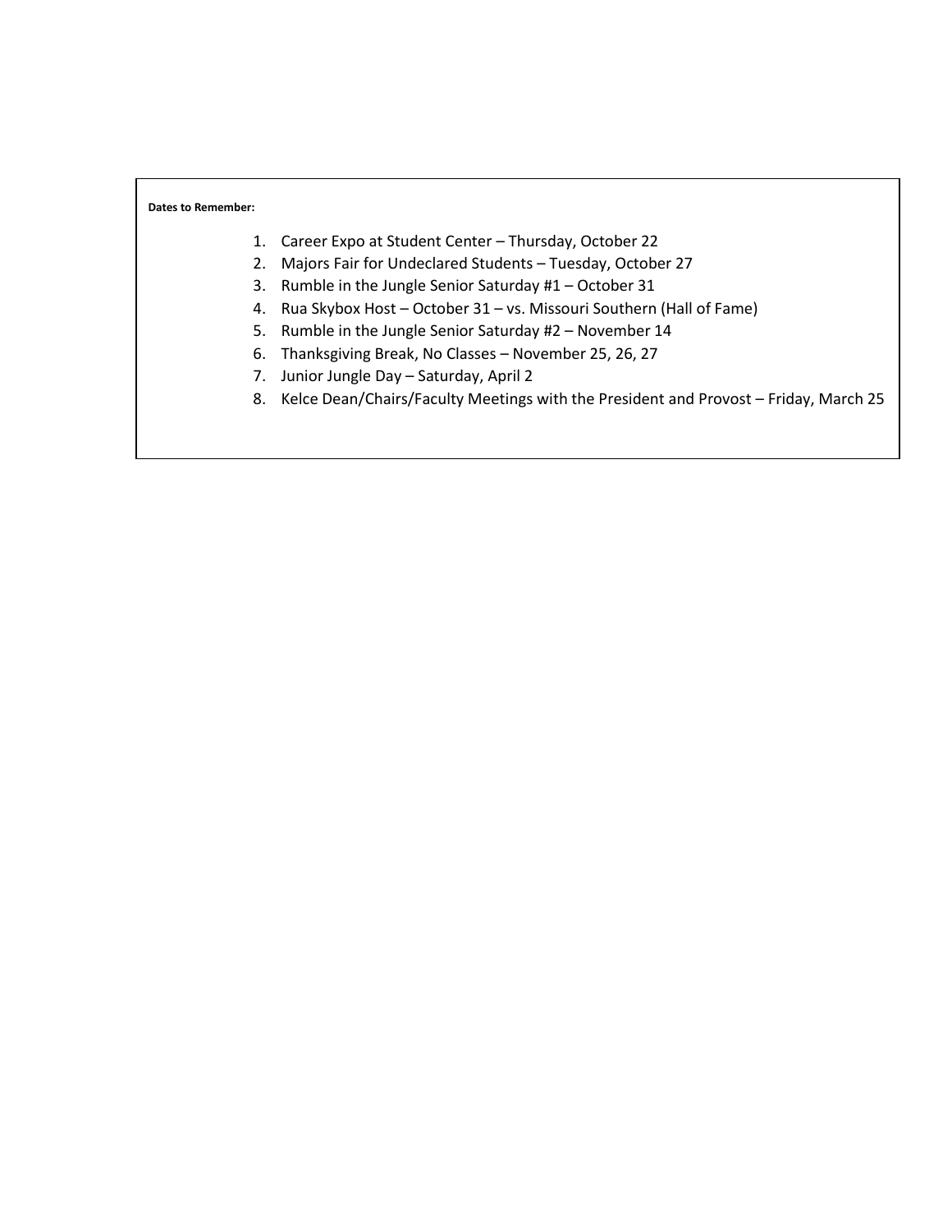**Dates to Remember:**

1. Career Expo at Student Center – Thursday, October 22
2. Majors Fair for Undeclared Students – Tuesday, October 27
3. Rumble in the Jungle Senior Saturday #1 – October 31
4. Rua Skybox Host – October 31 – vs. Missouri Southern (Hall of Fame)
5. Rumble in the Jungle Senior Saturday #2 – November 14
6. Thanksgiving Break, No Classes – November 25, 26, 27
7. Junior Jungle Day – Saturday, April 2
8. Kelce Dean/Chairs/Faculty Meetings with the President and Provost – Friday, March 25